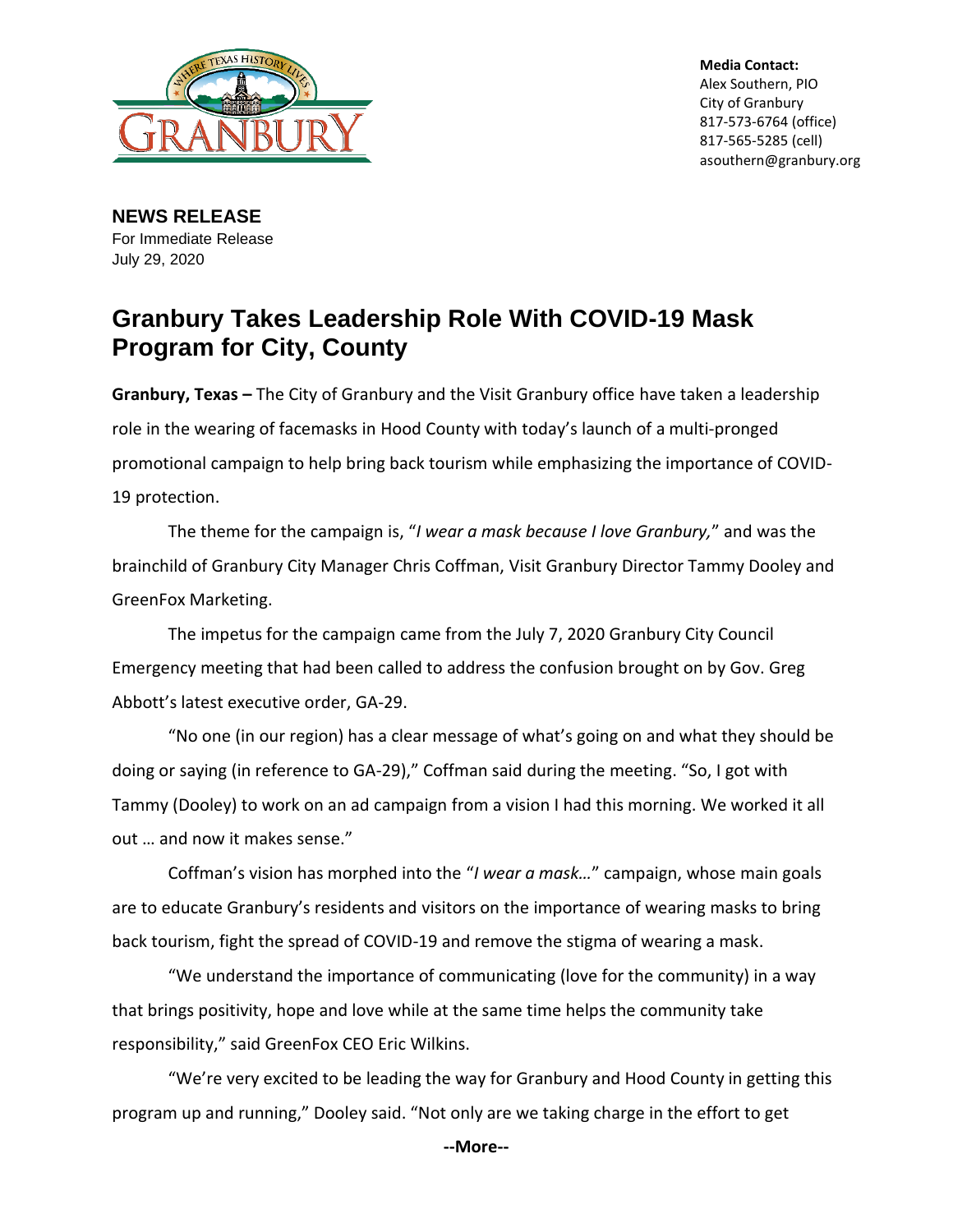**Media Contact:**
Alex Southern, PIO
City of Granbury
817-573-6764 (office)
817-565-5285 (cell)
asouthern@granbury.org

**NEWS RELEASE**
For Immediate Release
July 29, 2020

# Granbury Takes Leadership Role With COVID-19 Mask Program for City, County

**Granbury, Texas –** The City of Granbury and the Visit Granbury office have taken a leadership role in the wearing of facemasks in Hood County with today's launch of a multi-pronged promotional campaign to help bring back tourism while emphasizing the importance of COVID-19 protection.

The theme for the campaign is, "*I wear a mask because I love Granbury,*" and was the brainchild of Granbury City Manager Chris Coffman, Visit Granbury Director Tammy Dooley and GreenFox Marketing.

The impetus for the campaign came from the July 7, 2020 Granbury City Council Emergency meeting that had been called to address the confusion brought on by Gov. Greg Abbott's latest executive order, GA-29.

"No one (in our region) has a clear message of what's going on and what they should be doing or saying (in reference to GA-29)," Coffman said during the meeting. "So, I got with Tammy (Dooley) to work on an ad campaign from a vision I had this morning. We worked it all out … and now it makes sense."

Coffman's vision has morphed into the "*I wear a mask…*" campaign, whose main goals are to educate Granbury's residents and visitors on the importance of wearing masks to bring back tourism, fight the spread of COVID-19 and remove the stigma of wearing a mask.

"We understand the importance of communicating (love for the community) in a way that brings positivity, hope and love while at the same time helps the community take responsibility," said GreenFox CEO Eric Wilkins.

"We're very excited to be leading the way for Granbury and Hood County in getting this program up and running," Dooley said. "Not only are we taking charge in the effort to get

**--More--**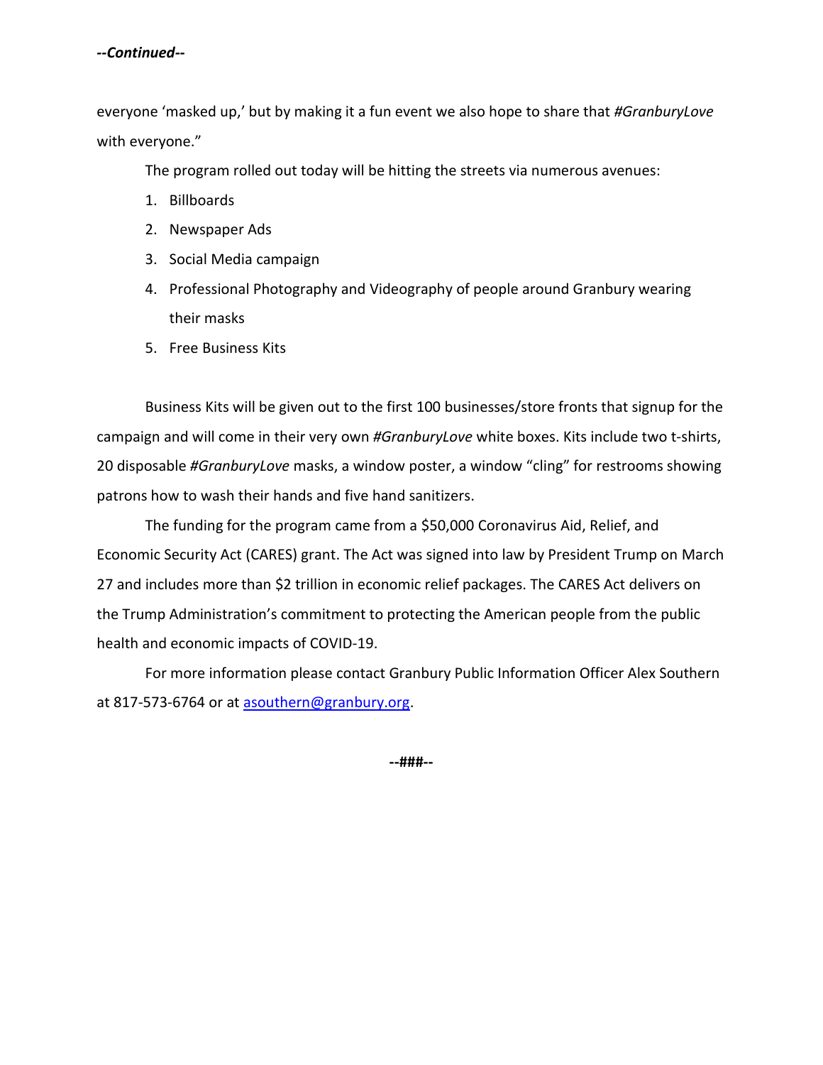***--Continued--***

everyone 'masked up,' but by making it a fun event we also hope to share that *#GranburyLove* with everyone."

The program rolled out today will be hitting the streets via numerous avenues:

1. Billboards
2. Newspaper Ads
3. Social Media campaign
4. Professional Photography and Videography of people around Granbury wearing their masks
5. Free Business Kits

Business Kits will be given out to the first 100 businesses/store fronts that signup for the campaign and will come in their very own *#GranburyLove* white boxes. Kits include two t-shirts, 20 disposable *#GranburyLove* masks, a window poster, a window "cling" for restrooms showing patrons how to wash their hands and five hand sanitizers.

The funding for the program came from a $50,000 Coronavirus Aid, Relief, and Economic Security Act (CARES) grant. The Act was signed into law by President Trump on March 27 and includes more than $2 trillion in economic relief packages. The CARES Act delivers on the Trump Administration's commitment to protecting the American people from the public health and economic impacts of COVID-19.

For more information please contact Granbury Public Information Officer Alex Southern at 817-573-6764 or at asouthern@granbury.org.

**--###--**